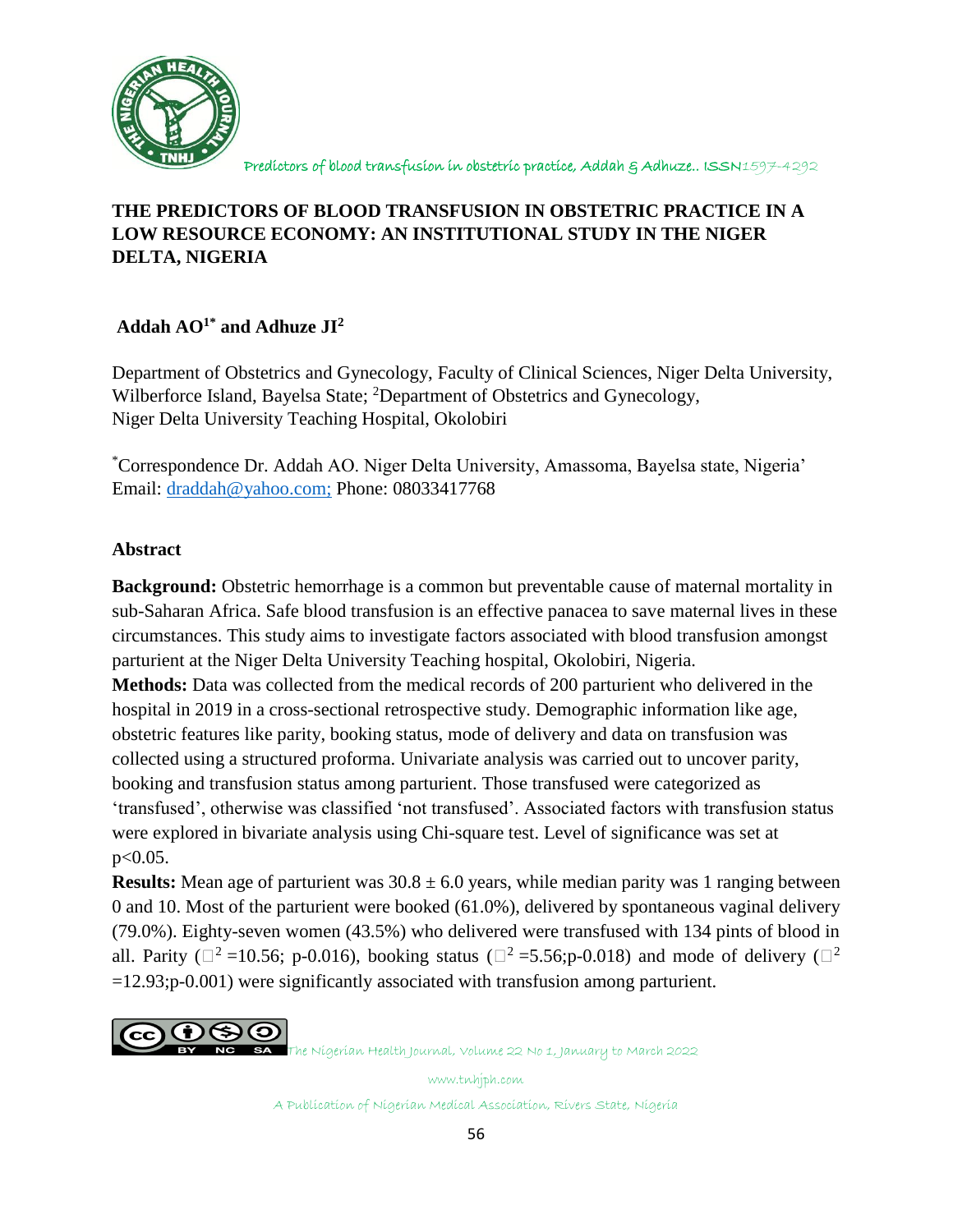# THE PREDICTORS OF BLOOD TRANSFUSION IN OBSTETRIC PRACTICE IN A LOW RESOURCE ECONOMY: AN INSTITUTIONAL STUDY IN THE NIGER DELTA, NIGERIA

**Addah AO[1*] and Adhuze JI[2]**

Department of Obstetrics and Gynecology, Faculty of Clinical Sciences, Niger Delta University, Wilberforce Island, Bayelsa State; [2]Department of Obstetrics and Gynecology, Niger Delta University Teaching Hospital, Okolobiri

[*]Correspondence Dr. Addah AO. Niger Delta University, Amassoma, Bayelsa state, Nigeria' Email: draddah@yahoo.com; Phone: 08033417768

## Abstract

**Background:** Obstetric hemorrhage is a common but preventable cause of maternal mortality in sub-Saharan Africa. Safe blood transfusion is an effective panacea to save maternal lives in these circumstances. This study aims to investigate factors associated with blood transfusion amongst parturient at the Niger Delta University Teaching hospital, Okolobiri, Nigeria.

**Methods:** Data was collected from the medical records of 200 parturient who delivered in the hospital in 2019 in a cross-sectional retrospective study. Demographic information like age, obstetric features like parity, booking status, mode of delivery and data on transfusion was collected using a structured proforma. Univariate analysis was carried out to uncover parity, booking and transfusion status among parturient. Those transfused were categorized as 'transfused', otherwise was classified 'not transfused'. Associated factors with transfusion status were explored in bivariate analysis using Chi-square test. Level of significance was set at $p<0.05$.

**Results:** Mean age of parturient was $30.8 \pm 6.0$ years, while median parity was 1 ranging between 0 and 10. Most of the parturient were booked (61.0%), delivered by spontaneous vaginal delivery (79.0%). Eighty-seven women (43.5%) who delivered were transfused with 134 pints of blood in all. Parity ($\chi^2$ =10.56; p-0.016), booking status ($\chi^2$ =5.56;p-0.018) and mode of delivery ($\chi^2$ =12.93;p-0.001) were significantly associated with transfusion among parturient.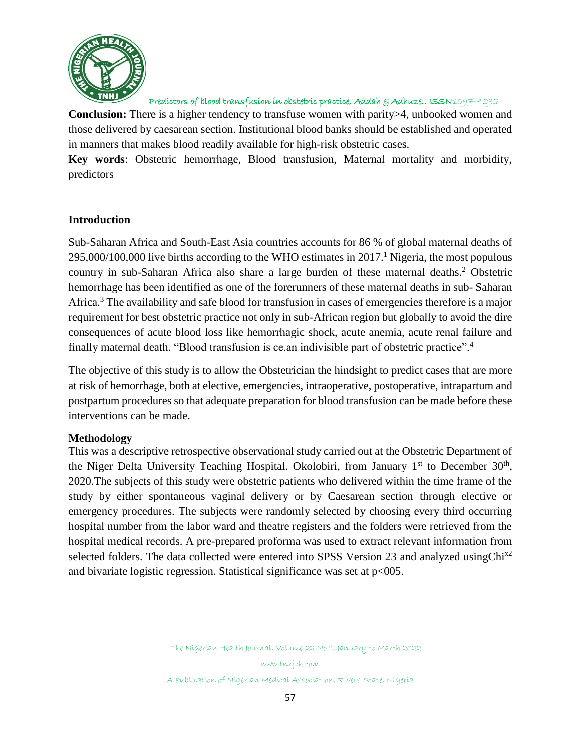**Conclusion:** There is a higher tendency to transfuse women with parity>4, unbooked women and those delivered by caesarean section. Institutional blood banks should be established and operated in manners that makes blood readily available for high-risk obstetric cases.

**Key words**: Obstetric hemorrhage, Blood transfusion, Maternal mortality and morbidity, predictors

## Introduction

Sub-Saharan Africa and South-East Asia countries accounts for 86 % of global maternal deaths of 295,000/100,000 live births according to the WHO estimates in 2017.[1] Nigeria, the most populous country in sub-Saharan Africa also share a large burden of these maternal deaths.[2] Obstetric hemorrhage has been identified as one of the forerunners of these maternal deaths in sub- Saharan Africa.[3] The availability and safe blood for transfusion in cases of emergencies therefore is a major requirement for best obstetric practice not only in sub-African region but globally to avoid the dire consequences of acute blood loss like hemorrhagic shock, acute anemia, acute renal failure and finally maternal death. "Blood transfusion is ce.an indivisible part of obstetric practice".[4]

The objective of this study is to allow the Obstetrician the hindsight to predict cases that are more at risk of hemorrhage, both at elective, emergencies, intraoperative, postoperative, intrapartum and postpartum procedures so that adequate preparation for blood transfusion can be made before these interventions can be made.

## Methodology

This was a descriptive retrospective observational study carried out at the Obstetric Department of the Niger Delta University Teaching Hospital. Okolobiri, from January 1st to December 30th, 2020.The subjects of this study were obstetric patients who delivered within the time frame of the study by either spontaneous vaginal delivery or by Caesarean section through elective or emergency procedures. The subjects were randomly selected by choosing every third occurring hospital number from the labor ward and theatre registers and the folders were retrieved from the hospital medical records. A pre-prepared proforma was used to extract relevant information from selected folders. The data collected were entered into SPSS Version 23 and analyzed usingChi$^{x2}$ and bivariate logistic regression. Statistical significance was set at p<005.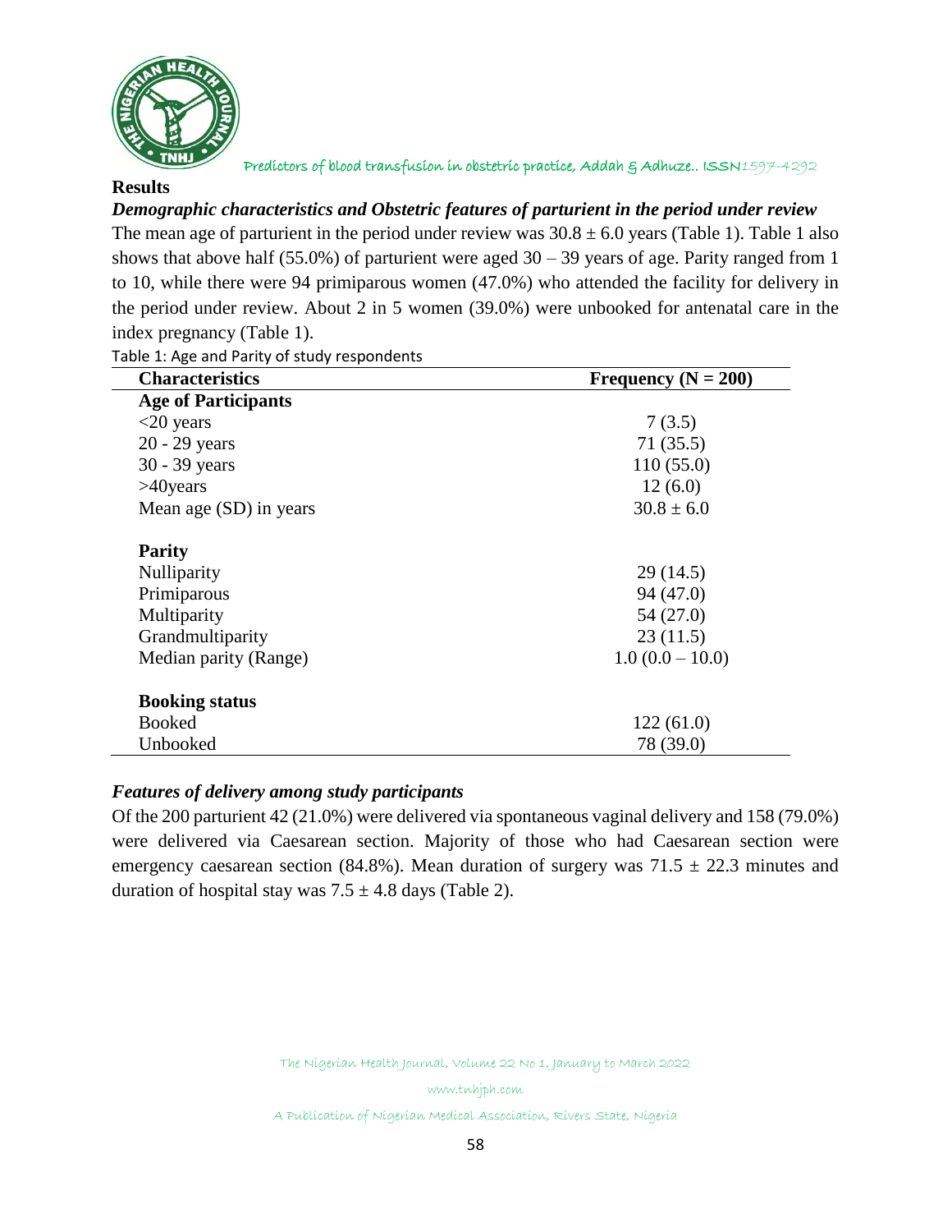## Results

### *Demographic characteristics and Obstetric features of parturient in the period under review*

The mean age of parturient in the period under review was 30.8 ± 6.0 years (Table 1). Table 1 also shows that above half (55.0%) of parturient were aged 30 – 39 years of age. Parity ranged from 1 to 10, while there were 94 primiparous women (47.0%) who attended the facility for delivery in the period under review. About 2 in 5 women (39.0%) were unbooked for antenatal care in the index pregnancy (Table 1).

Table 1: Age and Parity of study respondents

| Characteristics | Frequency (N = 200) |
|---|---|
| **Age of Participants** | |
| <20 years | 7 (3.5) |
| 20 - 29 years | 71 (35.5) |
| 30 - 39 years | 110 (55.0) |
| >40years | 12 (6.0) |
| Mean age (SD) in years | 30.8 ± 6.0 |
| **Parity** | |
| Nulliparity | 29 (14.5) |
| Primiparous | 94 (47.0) |
| Multiparity | 54 (27.0) |
| Grandmultiparity | 23 (11.5) |
| Median parity (Range) | 1.0 (0.0 – 10.0) |
| **Booking status** | |
| Booked | 122 (61.0) |
| Unbooked | 78 (39.0) |

### *Features of delivery among study participants*

Of the 200 parturient 42 (21.0%) were delivered via spontaneous vaginal delivery and 158 (79.0%) were delivered via Caesarean section. Majority of those who had Caesarean section were emergency caesarean section (84.8%). Mean duration of surgery was 71.5 ± 22.3 minutes and duration of hospital stay was 7.5 ± 4.8 days (Table 2).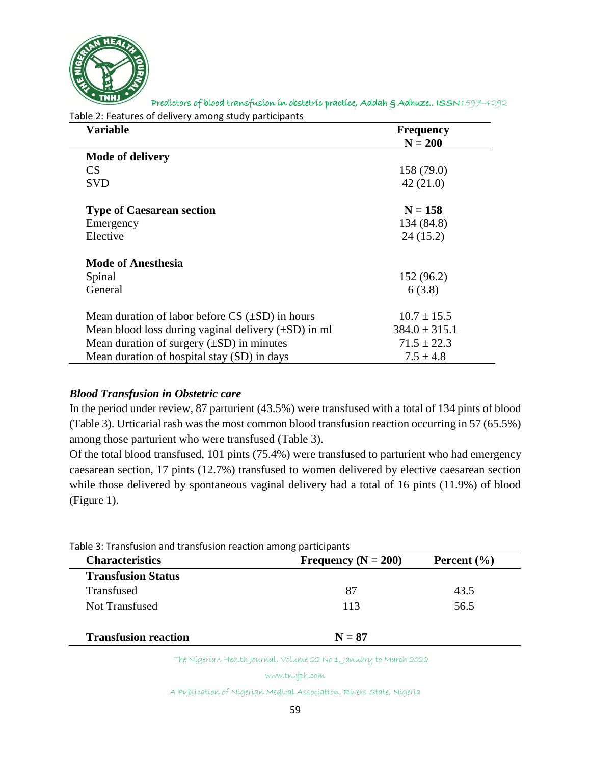Table 2: Features of delivery among study participants

| Variable | Frequency N = 200 |
|---|---|
| **Mode of delivery** | |
| CS | 158 (79.0) |
| SVD | 42 (21.0) |
| **Type of Caesarean section** | **N = 158** |
| Emergency | 134 (84.8) |
| Elective | 24 (15.2) |
| **Mode of Anesthesia** | |
| Spinal | 152 (96.2) |
| General | 6 (3.8) |
| Mean duration of labor before CS (±SD) in hours | 10.7 ± 15.5 |
| Mean blood loss during vaginal delivery (±SD) in ml | 384.0 ± 315.1 |
| Mean duration of surgery (±SD) in minutes | 71.5 ± 22.3 |
| Mean duration of hospital stay (SD) in days | 7.5 ± 4.8 |

### *Blood Transfusion in Obstetric care*

In the period under review, 87 parturient (43.5%) were transfused with a total of 134 pints of blood (Table 3). Urticarial rash was the most common blood transfusion reaction occurring in 57 (65.5%) among those parturient who were transfused (Table 3).

Of the total blood transfused, 101 pints (75.4%) were transfused to parturient who had emergency caesarean section, 17 pints (12.7%) transfused to women delivered by elective caesarean section while those delivered by spontaneous vaginal delivery had a total of 16 pints (11.9%) of blood (Figure 1).

Table 3: Transfusion and transfusion reaction among participants

| Characteristics | Frequency (N = 200) | Percent (%) |
|---|---|---|
| **Transfusion Status** | | |
| Transfused | 87 | 43.5 |
| Not Transfused | 113 | 56.5 |
| **Transfusion reaction** | **N = 87** | |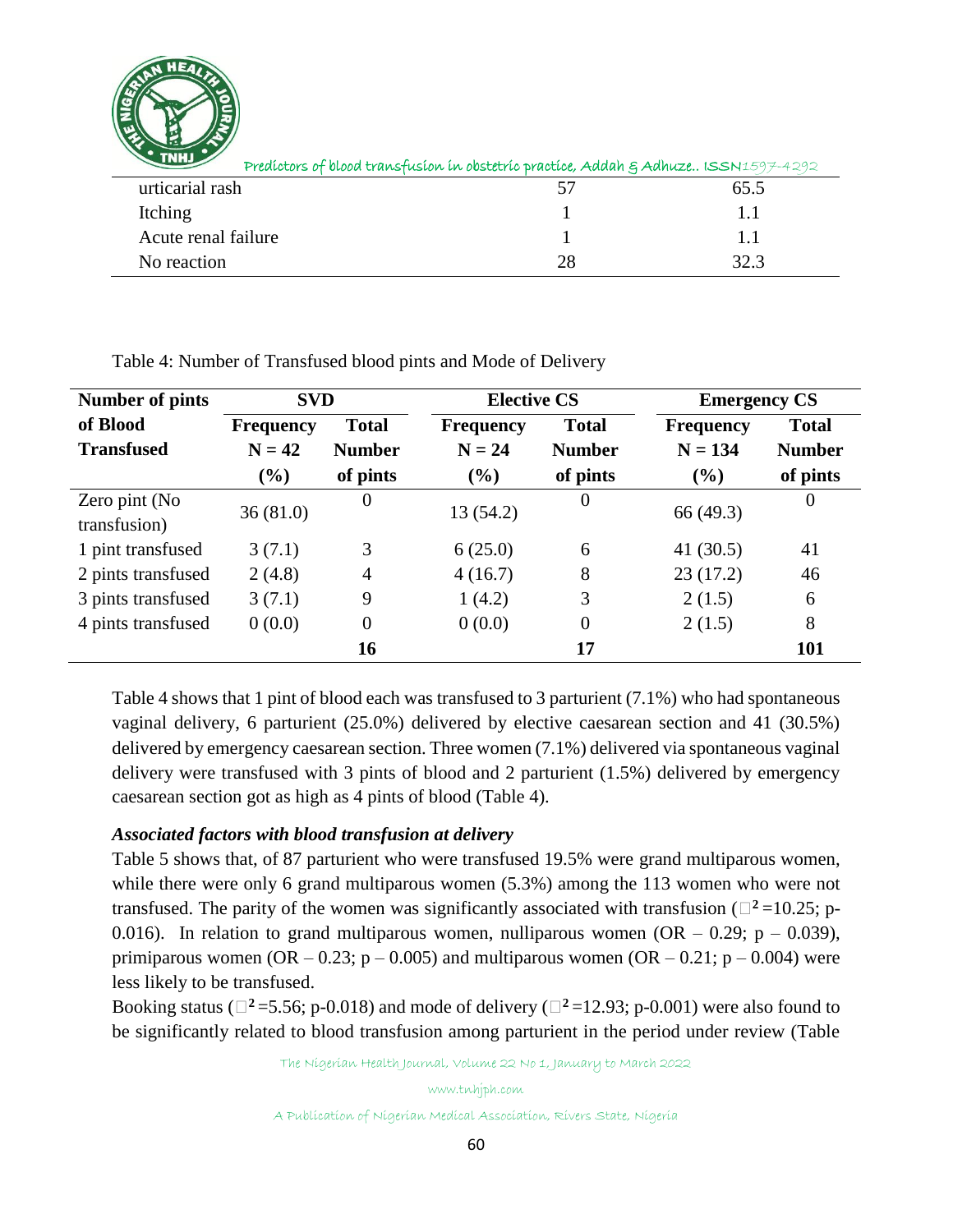| urticarial rash | 57 | 65.5 |
|---|---|---|
| Itching | 1 | 1.1 |
| Acute renal failure | 1 | 1.1 |
| No reaction | 28 | 32.3 |

Table 4: Number of Transfused blood pints and Mode of Delivery

| Number of pints of Blood Transfused | SVD | | Elective CS | | Emergency CS | |
|---|---|---|---|---|---|---|
| | Frequency N = 42 (%) | Total Number of pints | Frequency N = 24 (%) | Total Number of pints | Frequency N = 134 (%) | Total Number of pints |
| Zero pint (No transfusion) | 36 (81.0) | 0 | 13 (54.2) | 0 | 66 (49.3) | 0 |
| 1 pint transfused | 3 (7.1) | 3 | 6 (25.0) | 6 | 41 (30.5) | 41 |
| 2 pints transfused | 2 (4.8) | 4 | 4 (16.7) | 8 | 23 (17.2) | 46 |
| 3 pints transfused | 3 (7.1) | 9 | 1 (4.2) | 3 | 2 (1.5) | 6 |
| 4 pints transfused | 0 (0.0) | 0 | 0 (0.0) | 0 | 2 (1.5) | 8 |
| | | **16** | | **17** | | **101** |

Table 4 shows that 1 pint of blood each was transfused to 3 parturient (7.1%) who had spontaneous vaginal delivery, 6 parturient (25.0%) delivered by elective caesarean section and 41 (30.5%) delivered by emergency caesarean section. Three women (7.1%) delivered via spontaneous vaginal delivery were transfused with 3 pints of blood and 2 parturient (1.5%) delivered by emergency caesarean section got as high as 4 pints of blood (Table 4).

***Associated factors with blood transfusion at delivery***

Table 5 shows that, of 87 parturient who were transfused 19.5% were grand multiparous women, while there were only 6 grand multiparous women (5.3%) among the 113 women who were not transfused. The parity of the women was significantly associated with transfusion ($\chi^2$=10.25; p-0.016). In relation to grand multiparous women, nulliparous women (OR – 0.29; p – 0.039), primiparous women (OR – 0.23; p – 0.005) and multiparous women (OR – 0.21; p – 0.004) were less likely to be transfused.

Booking status ($\chi^2$=5.56; p-0.018) and mode of delivery ($\chi^2$=12.93; p-0.001) were also found to be significantly related to blood transfusion among parturient in the period under review (Table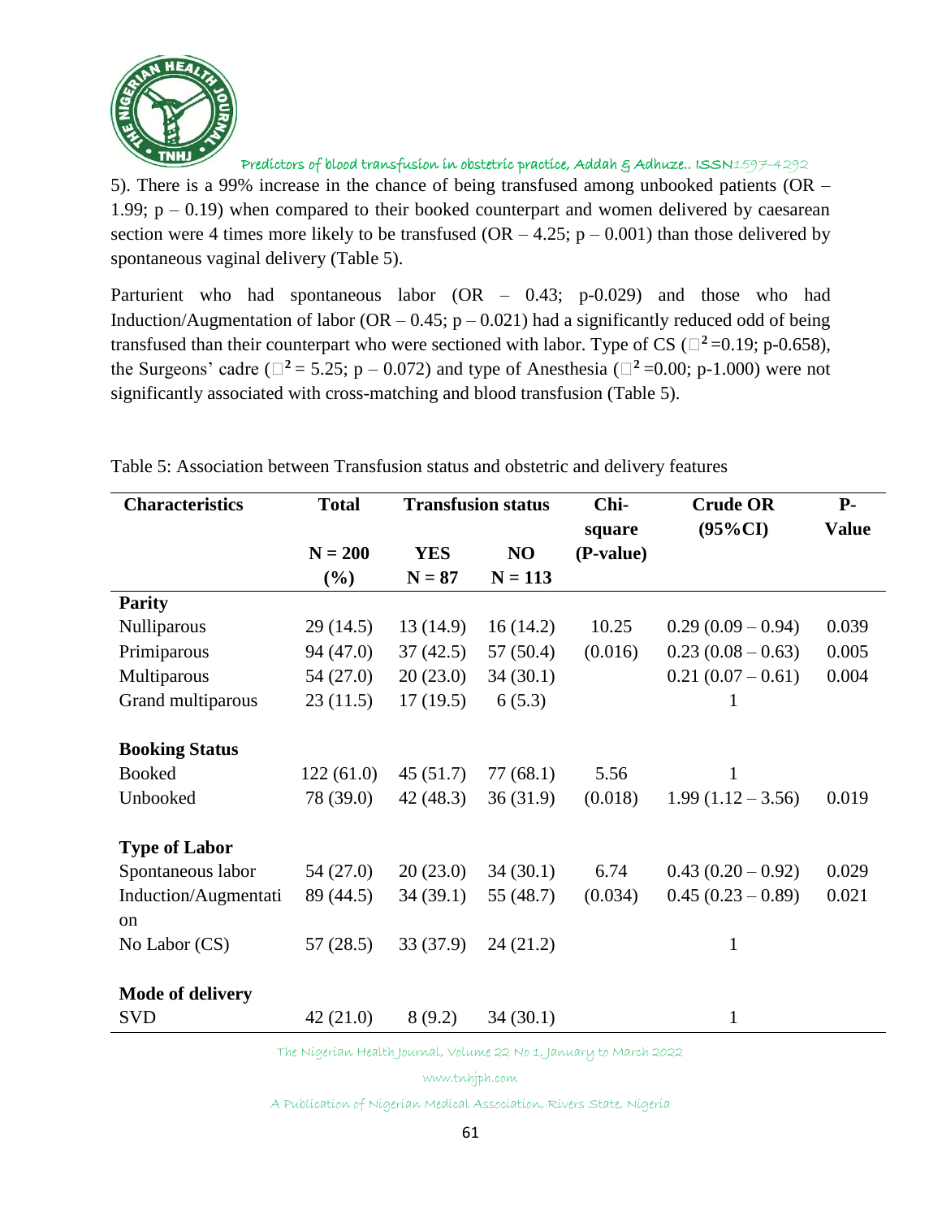5). There is a 99% increase in the chance of being transfused among unbooked patients (OR – 1.99; p – 0.19) when compared to their booked counterpart and women delivered by caesarean section were 4 times more likely to be transfused (OR – 4.25; p – 0.001) than those delivered by spontaneous vaginal delivery (Table 5).

Parturient who had spontaneous labor (OR – 0.43; p-0.029) and those who had Induction/Augmentation of labor (OR – 0.45; p – 0.021) had a significantly reduced odd of being transfused than their counterpart who were sectioned with labor. Type of CS ($\chi^2$=0.19; p-0.658), the Surgeons' cadre ($\chi^2$ = 5.25; p – 0.072) and type of Anesthesia ($\chi^2$=0.00; p-1.000) were not significantly associated with cross-matching and blood transfusion (Table 5).

Table 5: Association between Transfusion status and obstetric and delivery features

| Characteristics | Total | Transfusion status | | Chi-square | Crude OR (95%CI) | P-Value |
|---|---|---|---|---|---|---|
| | N = 200 (%) | YES N = 87 | NO N = 113 | (P-value) | | |
| **Parity** | | | | | | |
| Nulliparous | 29 (14.5) | 13 (14.9) | 16 (14.2) | 10.25 | 0.29 (0.09 – 0.94) | 0.039 |
| Primiparous | 94 (47.0) | 37 (42.5) | 57 (50.4) | (0.016) | 0.23 (0.08 – 0.63) | 0.005 |
| Multiparous | 54 (27.0) | 20 (23.0) | 34 (30.1) | | 0.21 (0.07 – 0.61) | 0.004 |
| Grand multiparous | 23 (11.5) | 17 (19.5) | 6 (5.3) | | 1 | |
| **Booking Status** | | | | | | |
| Booked | 122 (61.0) | 45 (51.7) | 77 (68.1) | 5.56 | 1 | |
| Unbooked | 78 (39.0) | 42 (48.3) | 36 (31.9) | (0.018) | 1.99 (1.12 – 3.56) | 0.019 |
| **Type of Labor** | | | | | | |
| Spontaneous labor | 54 (27.0) | 20 (23.0) | 34 (30.1) | 6.74 | 0.43 (0.20 – 0.92) | 0.029 |
| Induction/Augmentation | 89 (44.5) | 34 (39.1) | 55 (48.7) | (0.034) | 0.45 (0.23 – 0.89) | 0.021 |
| No Labor (CS) | 57 (28.5) | 33 (37.9) | 24 (21.2) | | 1 | |
| **Mode of delivery** | | | | | | |
| SVD | 42 (21.0) | 8 (9.2) | 34 (30.1) | | 1 | |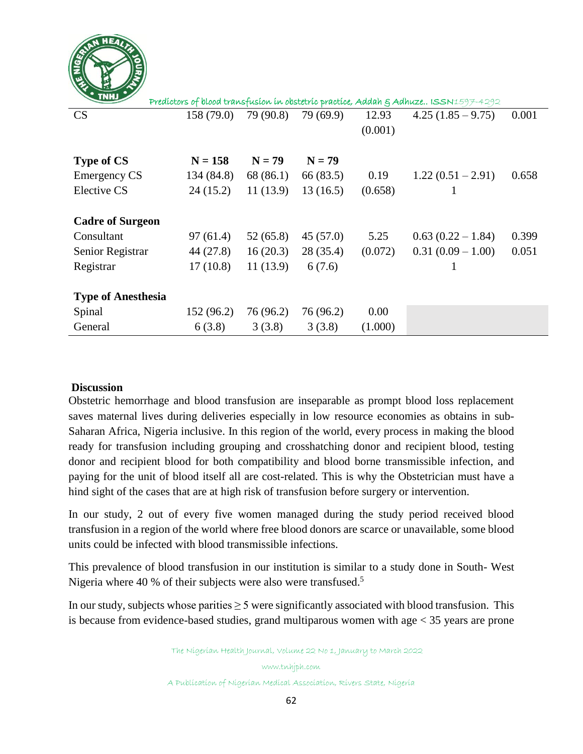| | | | | | | |
|---|---|---|---|---|---|---|
| CS | 158 (79.0) | 79 (90.8) | 79 (69.9) | 12.93 (0.001) | 4.25 (1.85 – 9.75) | 0.001 |
| **Type of CS** | **N = 158** | **N = 79** | **N = 79** | | | |
| Emergency CS | 134 (84.8) | 68 (86.1) | 66 (83.5) | 0.19 | 1.22 (0.51 – 2.91) | 0.658 |
| Elective CS | 24 (15.2) | 11 (13.9) | 13 (16.5) | (0.658) | 1 | |
| **Cadre of Surgeon** | | | | | | |
| Consultant | 97 (61.4) | 52 (65.8) | 45 (57.0) | 5.25 | 0.63 (0.22 – 1.84) | 0.399 |
| Senior Registrar | 44 (27.8) | 16 (20.3) | 28 (35.4) | (0.072) | 0.31 (0.09 – 1.00) | 0.051 |
| Registrar | 17 (10.8) | 11 (13.9) | 6 (7.6) | | 1 | |
| **Type of Anesthesia** | | | | | | |
| Spinal | 152 (96.2) | 76 (96.2) | 76 (96.2) | 0.00 | | |
| General | 6 (3.8) | 3 (3.8) | 3 (3.8) | (1.000) | | |

## Discussion

Obstetric hemorrhage and blood transfusion are inseparable as prompt blood loss replacement saves maternal lives during deliveries especially in low resource economies as obtains in sub-Saharan Africa, Nigeria inclusive. In this region of the world, every process in making the blood ready for transfusion including grouping and crosshatching donor and recipient blood, testing donor and recipient blood for both compatibility and blood borne transmissible infection, and paying for the unit of blood itself all are cost-related. This is why the Obstetrician must have a hind sight of the cases that are at high risk of transfusion before surgery or intervention.

In our study, 2 out of every five women managed during the study period received blood transfusion in a region of the world where free blood donors are scarce or unavailable, some blood units could be infected with blood transmissible infections.

This prevalence of blood transfusion in our institution is similar to a study done in South- West Nigeria where 40 % of their subjects were also were transfused.[5]

In our study, subjects whose parities ≥ 5 were significantly associated with blood transfusion. This is because from evidence-based studies, grand multiparous women with age < 35 years are prone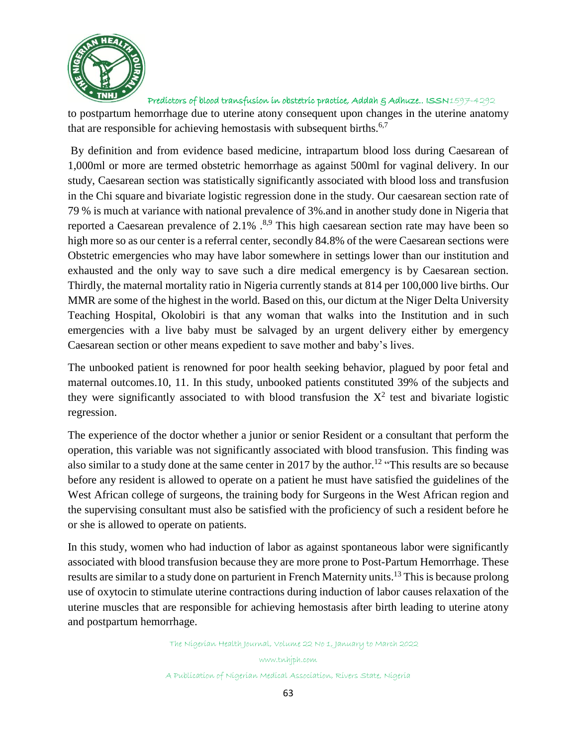to postpartum hemorrhage due to uterine atony consequent upon changes in the uterine anatomy that are responsible for achieving hemostasis with subsequent births.[6,7]

By definition and from evidence based medicine, intrapartum blood loss during Caesarean of 1,000ml or more are termed obstetric hemorrhage as against 500ml for vaginal delivery. In our study, Caesarean section was statistically significantly associated with blood loss and transfusion in the Chi square and bivariate logistic regression done in the study. Our caesarean section rate of 79 % is much at variance with national prevalence of 3%.and in another study done in Nigeria that reported a Caesarean prevalence of 2.1% .[8,9] This high caesarean section rate may have been so high more so as our center is a referral center, secondly 84.8% of the were Caesarean sections were Obstetric emergencies who may have labor somewhere in settings lower than our institution and exhausted and the only way to save such a dire medical emergency is by Caesarean section. Thirdly, the maternal mortality ratio in Nigeria currently stands at 814 per 100,000 live births. Our MMR are some of the highest in the world. Based on this, our dictum at the Niger Delta University Teaching Hospital, Okolobiri is that any woman that walks into the Institution and in such emergencies with a live baby must be salvaged by an urgent delivery either by emergency Caesarean section or other means expedient to save mother and baby's lives.

The unbooked patient is renowned for poor health seeking behavior, plagued by poor fetal and maternal outcomes.10, 11. In this study, unbooked patients constituted 39% of the subjects and they were significantly associated to with blood transfusion the $X^2$ test and bivariate logistic regression.

The experience of the doctor whether a junior or senior Resident or a consultant that perform the operation, this variable was not significantly associated with blood transfusion. This finding was also similar to a study done at the same center in 2017 by the author.[12] "This results are so because before any resident is allowed to operate on a patient he must have satisfied the guidelines of the West African college of surgeons, the training body for Surgeons in the West African region and the supervising consultant must also be satisfied with the proficiency of such a resident before he or she is allowed to operate on patients.

In this study, women who had induction of labor as against spontaneous labor were significantly associated with blood transfusion because they are more prone to Post-Partum Hemorrhage. These results are similar to a study done on parturient in French Maternity units.[13] This is because prolong use of oxytocin to stimulate uterine contractions during induction of labor causes relaxation of the uterine muscles that are responsible for achieving hemostasis after birth leading to uterine atony and postpartum hemorrhage.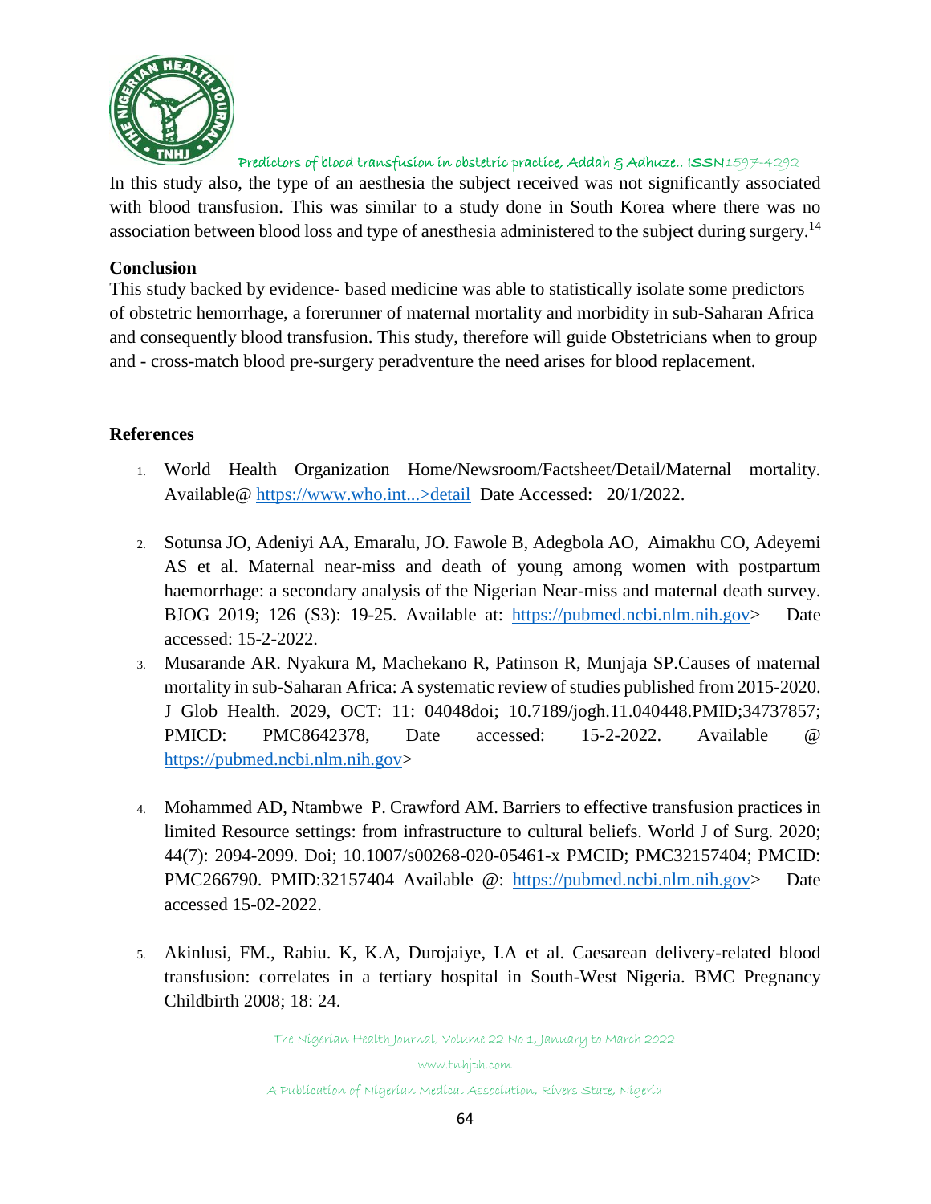In this study also, the type of an aesthesia the subject received was not significantly associated with blood transfusion. This was similar to a study done in South Korea where there was no association between blood loss and type of anesthesia administered to the subject during surgery.[14]

## Conclusion

This study backed by evidence- based medicine was able to statistically isolate some predictors of obstetric hemorrhage, a forerunner of maternal mortality and morbidity in sub-Saharan Africa and consequently blood transfusion. This study, therefore will guide Obstetricians when to group and - cross-match blood pre-surgery peradventure the need arises for blood replacement.

## References

1. World Health Organization Home/Newsroom/Factsheet/Detail/Maternal mortality. Available@ https://www.who.int...>detail Date Accessed: 20/1/2022.

2. Sotunsa JO, Adeniyi AA, Emaralu, JO. Fawole B, Adegbola AO, Aimakhu CO, Adeyemi AS et al. Maternal near-miss and death of young among women with postpartum haemorrhage: a secondary analysis of the Nigerian Near-miss and maternal death survey. BJOG 2019; 126 (S3): 19-25. Available at: https://pubmed.ncbi.nlm.nih.gov> Date accessed: 15-2-2022.

3. Musarande AR. Nyakura M, Machekano R, Patinson R, Munjaja SP.Causes of maternal mortality in sub-Saharan Africa: A systematic review of studies published from 2015-2020. J Glob Health. 2029, OCT: 11: 04048doi; 10.7189/jogh.11.040448.PMID;34737857; PMICD: PMC8642378, Date accessed: 15-2-2022. Available @ https://pubmed.ncbi.nlm.nih.gov>

4. Mohammed AD, Ntambwe P. Crawford AM. Barriers to effective transfusion practices in limited Resource settings: from infrastructure to cultural beliefs. World J of Surg. 2020; 44(7): 2094-2099. Doi; 10.1007/s00268-020-05461-x PMCID; PMC32157404; PMCID: PMC266790. PMID:32157404 Available @: https://pubmed.ncbi.nlm.nih.gov> Date accessed 15-02-2022.

5. Akinlusi, FM., Rabiu. K, K.A, Durojaiye, I.A et al. Caesarean delivery-related blood transfusion: correlates in a tertiary hospital in South-West Nigeria. BMC Pregnancy Childbirth 2008; 18: 24.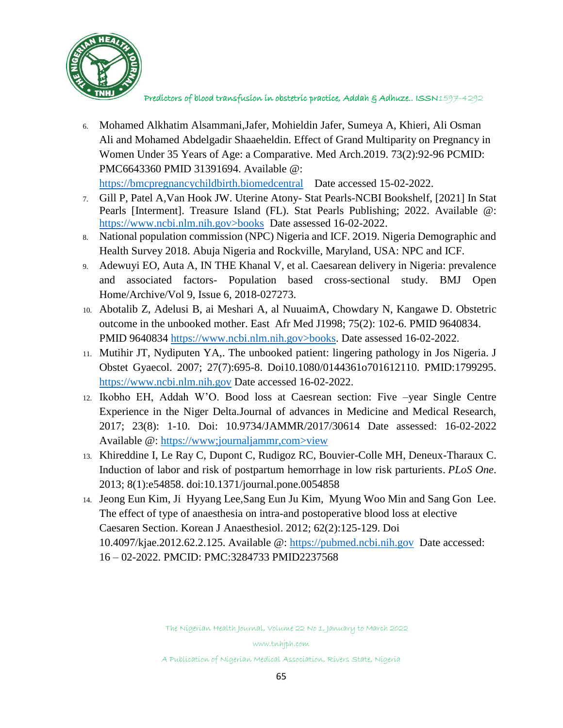6. Mohamed Alkhatim Alsammani,Jafer, Mohieldin Jafer, Sumeya A, Khieri, Ali Osman Ali and Mohamed Abdelgadir Shaaeheldin. Effect of Grand Multiparity on Pregnancy in Women Under 35 Years of Age: a Comparative. Med Arch.2019. 73(2):92-96 PCMID: PMC6643360 PMID 31391694. Available @: https://bmcpregnancychildbirth.biomedcentral Date accessed 15-02-2022.
7. Gill P, Patel A,Van Hook JW. Uterine Atony- Stat Pearls-NCBI Bookshelf, [2021] In Stat Pearls [Interment]. Treasure Island (FL). Stat Pearls Publishing; 2022. Available @: https://www.ncbi.nlm.nih.gov>books Date assessed 16-02-2022.
8. National population commission (NPC) Nigeria and ICF. 2O19. Nigeria Demographic and Health Survey 2018. Abuja Nigeria and Rockville, Maryland, USA: NPC and ICF.
9. Adewuyi EO, Auta A, IN THE Khanal V, et al. Caesarean delivery in Nigeria: prevalence and associated factors- Population based cross-sectional study. BMJ Open Home/Archive/Vol 9, Issue 6, 2018-027273.
10. Abotalib Z, Adelusi B, ai Meshari A, al NuuaimA, Chowdary N, Kangawe D. Obstetric outcome in the unbooked mother. East Afr Med J1998; 75(2): 102-6. PMID 9640834. PMID 9640834 https://www.ncbi.nlm.nih.gov>books. Date assessed 16-02-2022.
11. Mutihir JT, Nydiputen YA,. The unbooked patient: lingering pathology in Jos Nigeria. J Obstet Gyaecol. 2007; 27(7):695-8. Doi10.1080/0144361o701612110. PMID:1799295. https://www.ncbi.nlm.nih.gov Date accessed 16-02-2022.
12. Ikobho EH, Addah W'O. Bood loss at Caesrean section: Five –year Single Centre Experience in the Niger Delta.Journal of advances in Medicine and Medical Research, 2017; 23(8): 1-10. Doi: 10.9734/JAMMR/2017/30614 Date assessed: 16-02-2022 Available @: https://www;journaljammr,com>view
13. Khireddine I, Le Ray C, Dupont C, Rudigoz RC, Bouvier-Colle MH, Deneux-Tharaux C. Induction of labor and risk of postpartum hemorrhage in low risk parturients. *PLoS One*. 2013; 8(1):e54858. doi:10.1371/journal.pone.0054858
14. Jeong Eun Kim, Ji Hyyang Lee,Sang Eun Ju Kim, Myung Woo Min and Sang Gon Lee. The effect of type of anaesthesia on intra-and postoperative blood loss at elective Caesaren Section. Korean J Anaesthesiol. 2012; 62(2):125-129. Doi 10.4097/kjae.2012.62.2.125. Available @: https://pubmed.ncbi.nih.gov Date accessed: 16 – 02-2022. PMCID: PMC:3284733 PMID2237568